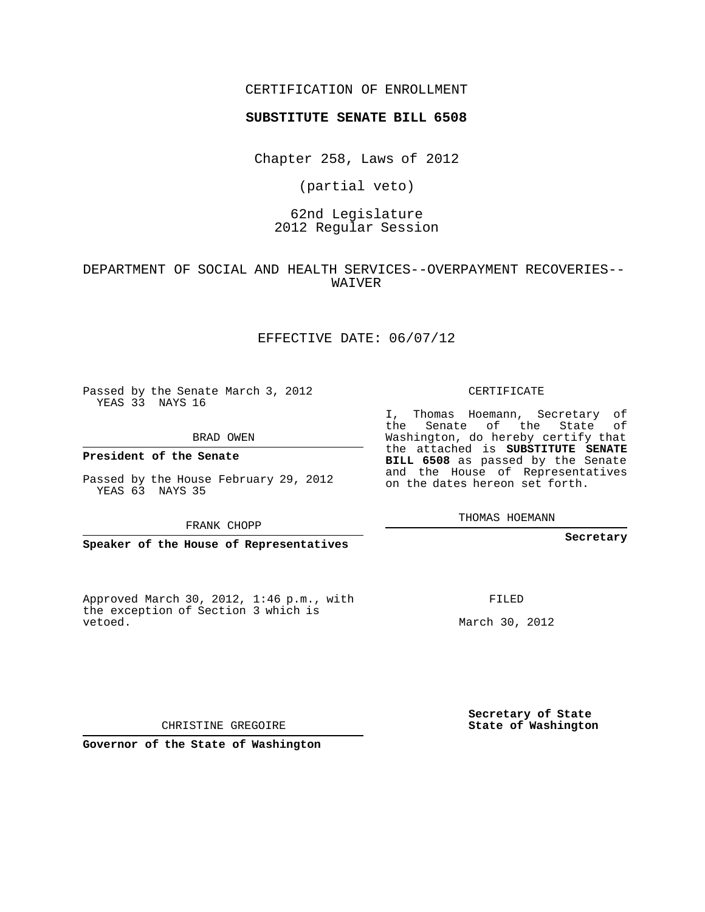CERTIFICATION OF ENROLLMENT

**SUBSTITUTE SENATE BILL 6508**

Chapter 258, Laws of 2012

(partial veto)

62nd Legislature
2012 Regular Session

DEPARTMENT OF SOCIAL AND HEALTH SERVICES--OVERPAYMENT RECOVERIES--WAIVER

EFFECTIVE DATE: 06/07/12

Passed by the Senate March 3, 2012
YEAS 33 NAYS 16

BRAD OWEN

**President of the Senate**

Passed by the House February 29, 2012
YEAS 63 NAYS 35

FRANK CHOPP

**Speaker of the House of Representatives**

Approved March 30, 2012, 1:46 p.m., with the exception of Section 3 which is vetoed.

CHRISTINE GREGOIRE

**Governor of the State of Washington**

CERTIFICATE

I, Thomas Hoemann, Secretary of the Senate of the State of Washington, do hereby certify that the attached is **SUBSTITUTE SENATE BILL 6508** as passed by the Senate and the House of Representatives on the dates hereon set forth.

THOMAS HOEMANN

**Secretary**

FILED

March 30, 2012

**Secretary of State**
**State of Washington**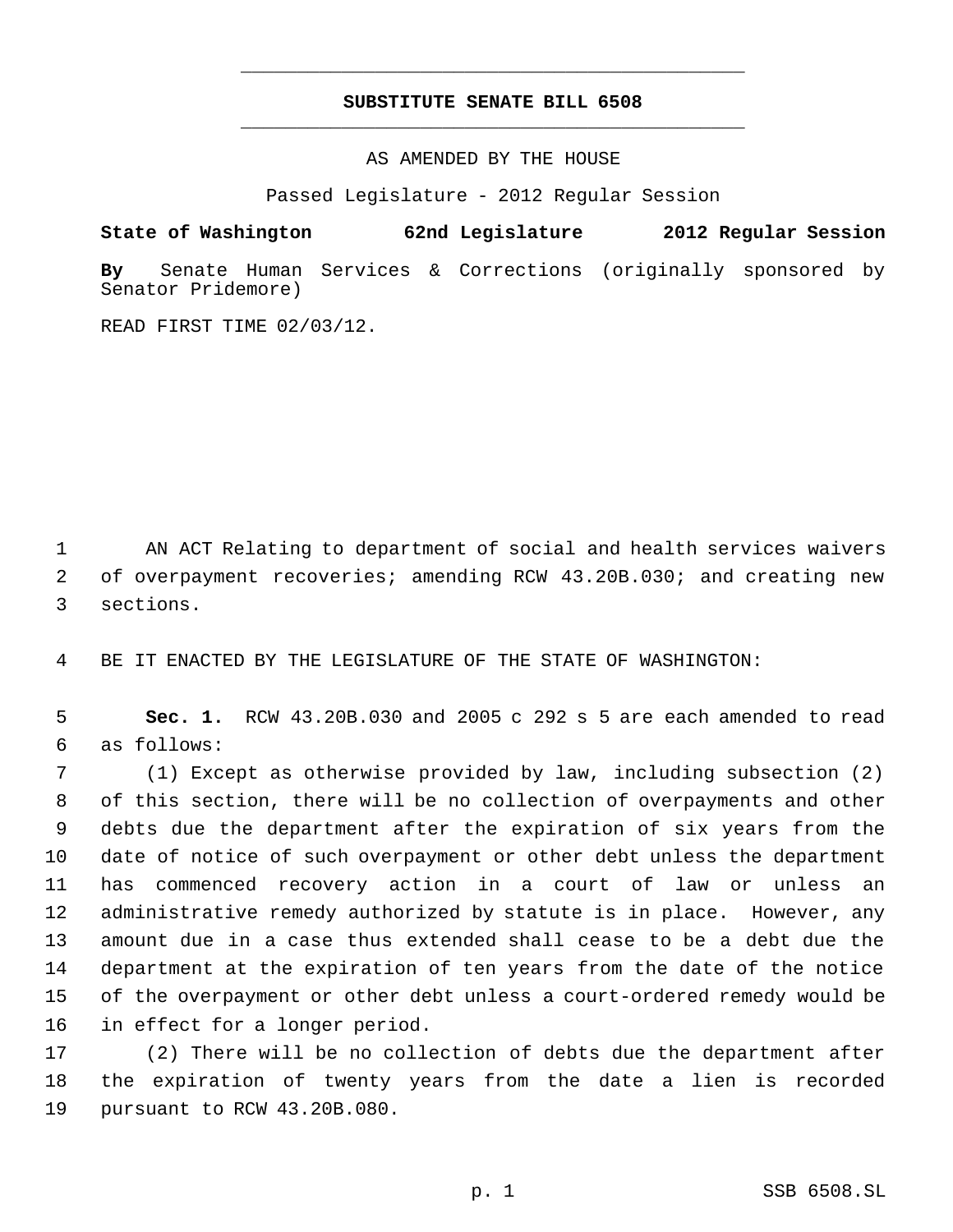# SUBSTITUTE SENATE BILL 6508

AS AMENDED BY THE HOUSE

Passed Legislature - 2012 Regular Session

**State of Washington 62nd Legislature 2012 Regular Session**

**By** Senate Human Services & Corrections (originally sponsored by Senator Pridemore)

READ FIRST TIME 02/03/12.

AN ACT Relating to department of social and health services waivers of overpayment recoveries; amending RCW 43.20B.030; and creating new sections.

BE IT ENACTED BY THE LEGISLATURE OF THE STATE OF WASHINGTON:

**Sec. 1.** RCW 43.20B.030 and 2005 c 292 s 5 are each amended to read as follows:

(1) Except as otherwise provided by law, including subsection (2) of this section, there will be no collection of overpayments and other debts due the department after the expiration of six years from the date of notice of such overpayment or other debt unless the department has commenced recovery action in a court of law or unless an administrative remedy authorized by statute is in place. However, any amount due in a case thus extended shall cease to be a debt due the department at the expiration of ten years from the date of the notice of the overpayment or other debt unless a court-ordered remedy would be in effect for a longer period.

(2) There will be no collection of debts due the department after the expiration of twenty years from the date a lien is recorded pursuant to RCW 43.20B.080.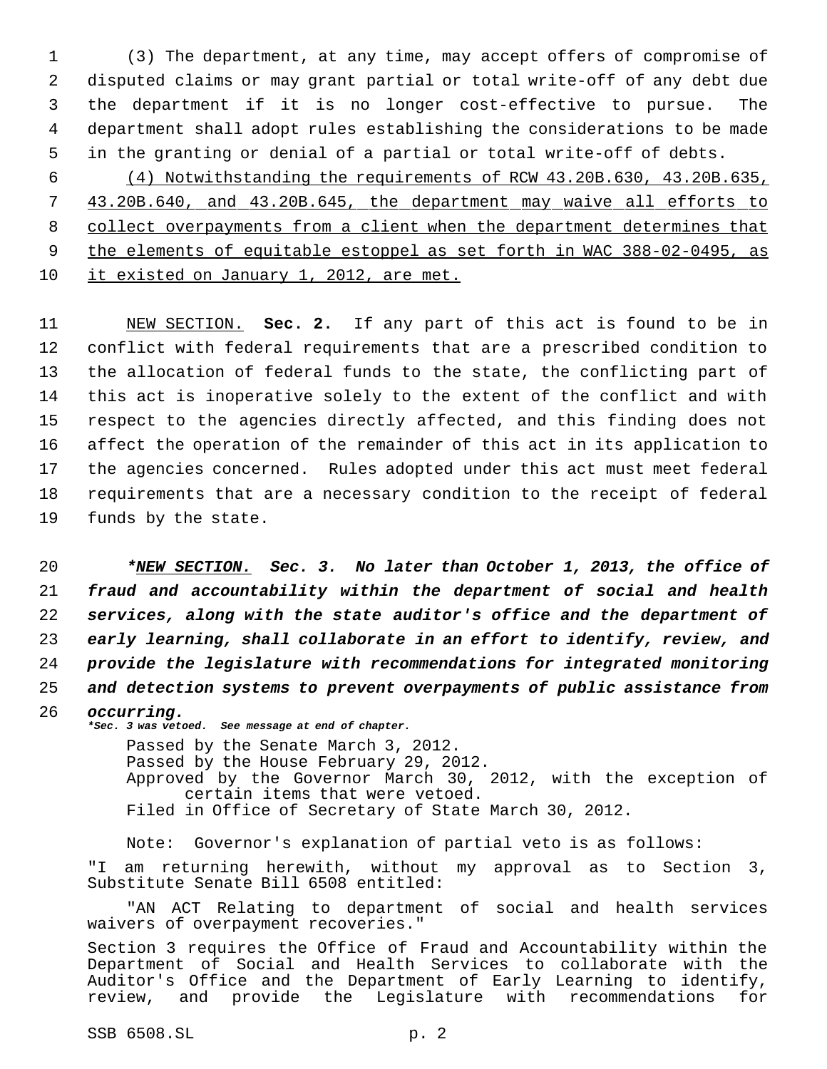(3) The department, at any time, may accept offers of compromise of disputed claims or may grant partial or total write-off of any debt due the department if it is no longer cost-effective to pursue. The department shall adopt rules establishing the considerations to be made in the granting or denial of a partial or total write-off of debts.

<u>(4) Notwithstanding the requirements of RCW 43.20B.630, 43.20B.635, 43.20B.640, and 43.20B.645, the department may waive all efforts to collect overpayments from a client when the department determines that the elements of equitable estoppel as set forth in WAC 388-02-0495, as it existed on January 1, 2012, are met.</u>

<u>NEW SECTION.</u> **Sec. 2.** If any part of this act is found to be in conflict with federal requirements that are a prescribed condition to the allocation of federal funds to the state, the conflicting part of this act is inoperative solely to the extent of the conflict and with respect to the agencies directly affected, and this finding does not affect the operation of the remainder of this act in its application to the agencies concerned. Rules adopted under this act must meet federal requirements that are a necessary condition to the receipt of federal funds by the state.

***<u>NEW SECTION.</u> Sec. 3. No later than October 1, 2013, the office of fraud and accountability within the department of social and health services, along with the state auditor's office and the department of early learning, shall collaborate in an effort to identify, review, and provide the legislature with recommendations for integrated monitoring and detection systems to prevent overpayments of public assistance from occurring.***

***\*Sec. 3 was vetoed. See message at end of chapter.***

Passed by the Senate March 3, 2012.
Passed by the House February 29, 2012.
Approved by the Governor March 30, 2012, with the exception of certain items that were vetoed.
Filed in Office of Secretary of State March 30, 2012.

Note: Governor's explanation of partial veto is as follows:

"I am returning herewith, without my approval as to Section 3, Substitute Senate Bill 6508 entitled:

"AN ACT Relating to department of social and health services waivers of overpayment recoveries."

Section 3 requires the Office of Fraud and Accountability within the Department of Social and Health Services to collaborate with the Auditor's Office and the Department of Early Learning to identify, review, and provide the Legislature with recommendations for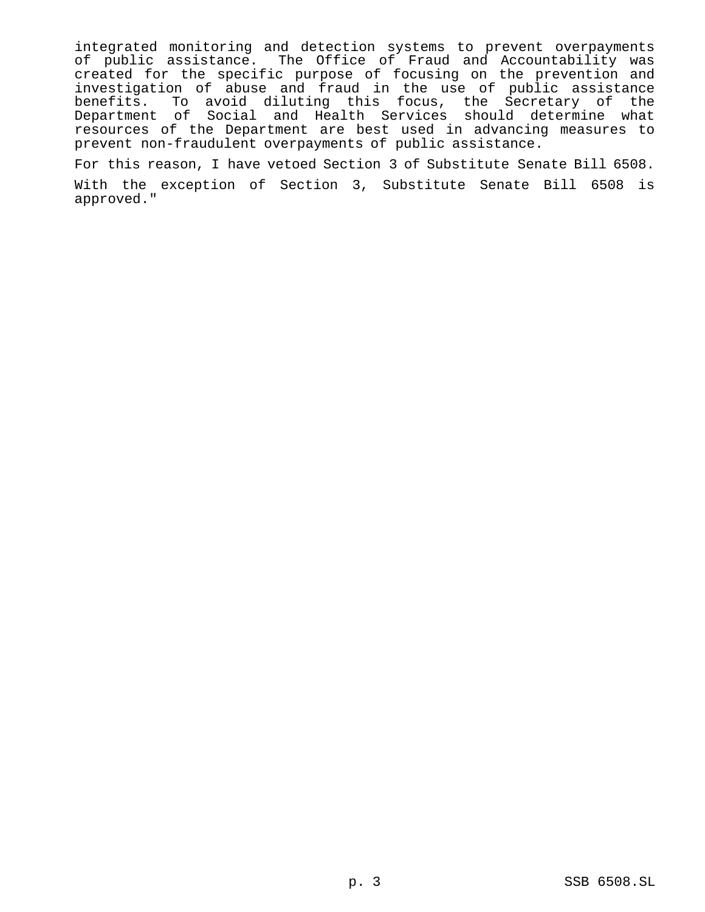integrated monitoring and detection systems to prevent overpayments of public assistance. The Office of Fraud and Accountability was created for the specific purpose of focusing on the prevention and investigation of abuse and fraud in the use of public assistance benefits. To avoid diluting this focus, the Secretary of the Department of Social and Health Services should determine what resources of the Department are best used in advancing measures to prevent non-fraudulent overpayments of public assistance.

For this reason, I have vetoed Section 3 of Substitute Senate Bill 6508.

With the exception of Section 3, Substitute Senate Bill 6508 is approved."